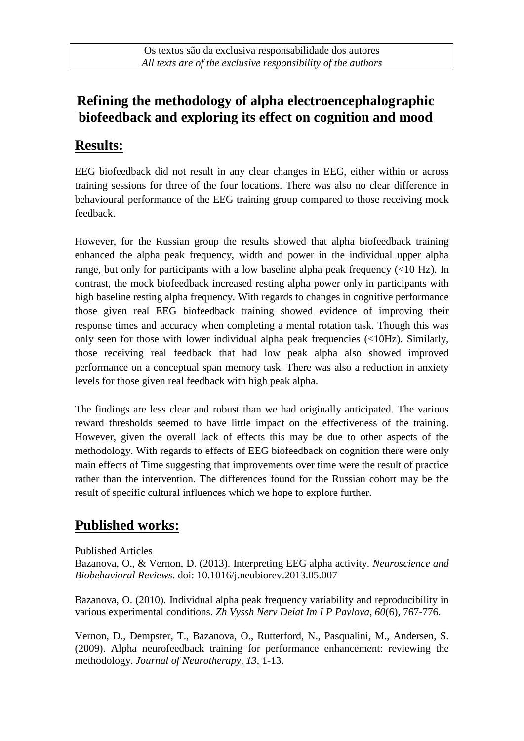Os textos são da exclusiva responsabilidade dos autores
*All texts are of the exclusive responsibility of the authors*

# Refining the methodology of alpha electroencephalographic biofeedback and exploring its effect on cognition and mood

## Results:

EEG biofeedback did not result in any clear changes in EEG, either within or across training sessions for three of the four locations. There was also no clear difference in behavioural performance of the EEG training group compared to those receiving mock feedback.

However, for the Russian group the results showed that alpha biofeedback training enhanced the alpha peak frequency, width and power in the individual upper alpha range, but only for participants with a low baseline alpha peak frequency (<10 Hz). In contrast, the mock biofeedback increased resting alpha power only in participants with high baseline resting alpha frequency. With regards to changes in cognitive performance those given real EEG biofeedback training showed evidence of improving their response times and accuracy when completing a mental rotation task. Though this was only seen for those with lower individual alpha peak frequencies (<10Hz). Similarly, those receiving real feedback that had low peak alpha also showed improved performance on a conceptual span memory task. There was also a reduction in anxiety levels for those given real feedback with high peak alpha.

The findings are less clear and robust than we had originally anticipated. The various reward thresholds seemed to have little impact on the effectiveness of the training. However, given the overall lack of effects this may be due to other aspects of the methodology. With regards to effects of EEG biofeedback on cognition there were only main effects of Time suggesting that improvements over time were the result of practice rather than the intervention. The differences found for the Russian cohort may be the result of specific cultural influences which we hope to explore further.

## Published works:

Published Articles

Bazanova, O., & Vernon, D. (2013). Interpreting EEG alpha activity. *Neuroscience and Biobehavioral Reviews*. doi: 10.1016/j.neubiorev.2013.05.007

Bazanova, O. (2010). Individual alpha peak frequency variability and reproducibility in various experimental conditions. *Zh Vyssh Nerv Deiat Im I P Pavlova, 60*(6), 767-776.

Vernon, D., Dempster, T., Bazanova, O., Rutterford, N., Pasqualini, M., Andersen, S. (2009). Alpha neurofeedback training for performance enhancement: reviewing the methodology. *Journal of Neurotherapy, 13*, 1-13.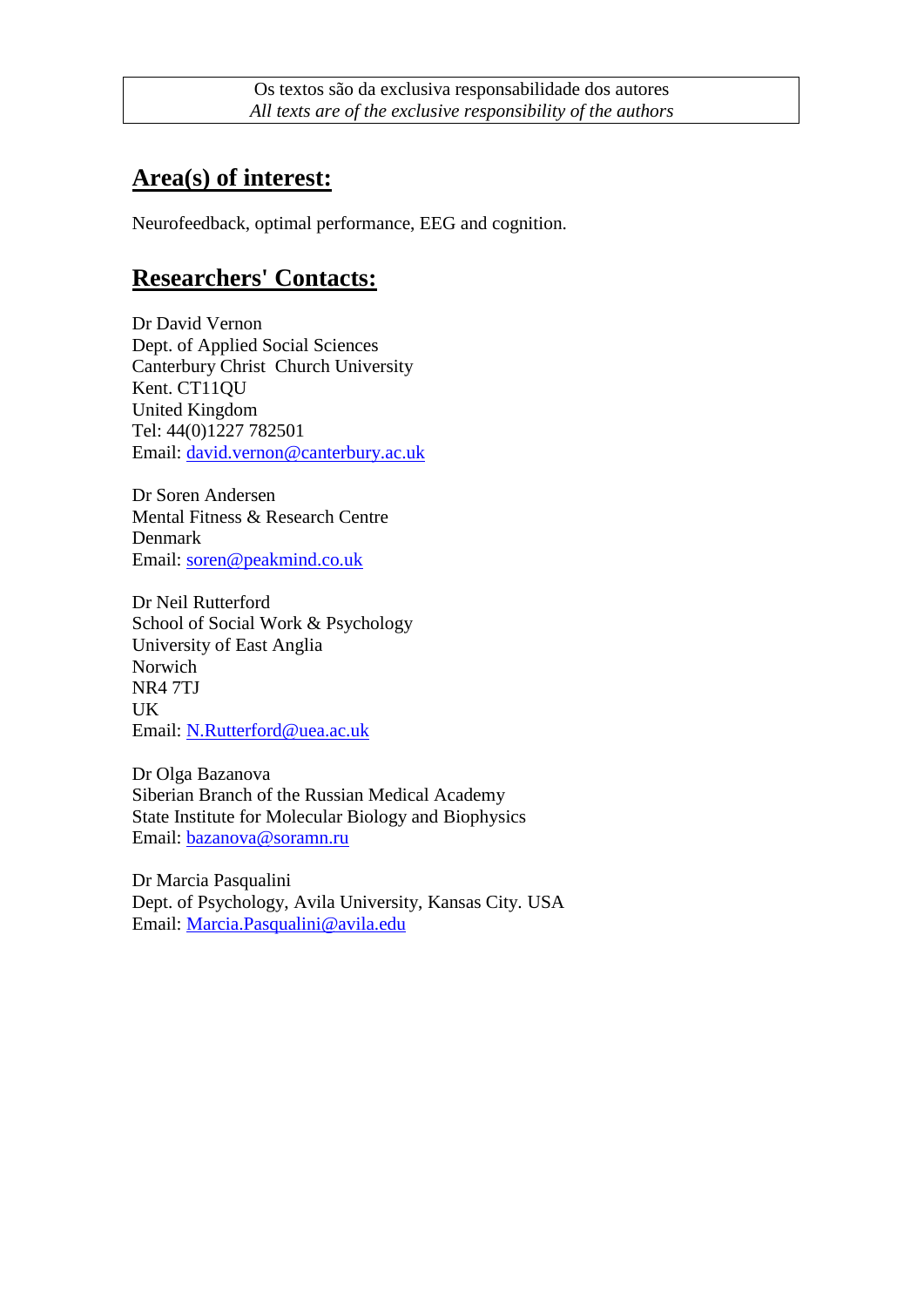Os textos são da exclusiva responsabilidade dos autores
*All texts are of the exclusive responsibility of the authors*

## Area(s) of interest:

Neurofeedback, optimal performance, EEG and cognition.

## Researchers' Contacts:

Dr David Vernon
Dept. of Applied Social Sciences
Canterbury Christ Church University
Kent. CT11QU
United Kingdom
Tel: 44(0)1227 782501
Email: david.vernon@canterbury.ac.uk

Dr Soren Andersen
Mental Fitness & Research Centre
Denmark
Email: soren@peakmind.co.uk

Dr Neil Rutterford
School of Social Work & Psychology
University of East Anglia
Norwich
NR4 7TJ
UK
Email: N.Rutterford@uea.ac.uk

Dr Olga Bazanova
Siberian Branch of the Russian Medical Academy
State Institute for Molecular Biology and Biophysics
Email: bazanova@soramn.ru

Dr Marcia Pasqualini
Dept. of Psychology, Avila University, Kansas City. USA
Email: Marcia.Pasqualini@avila.edu